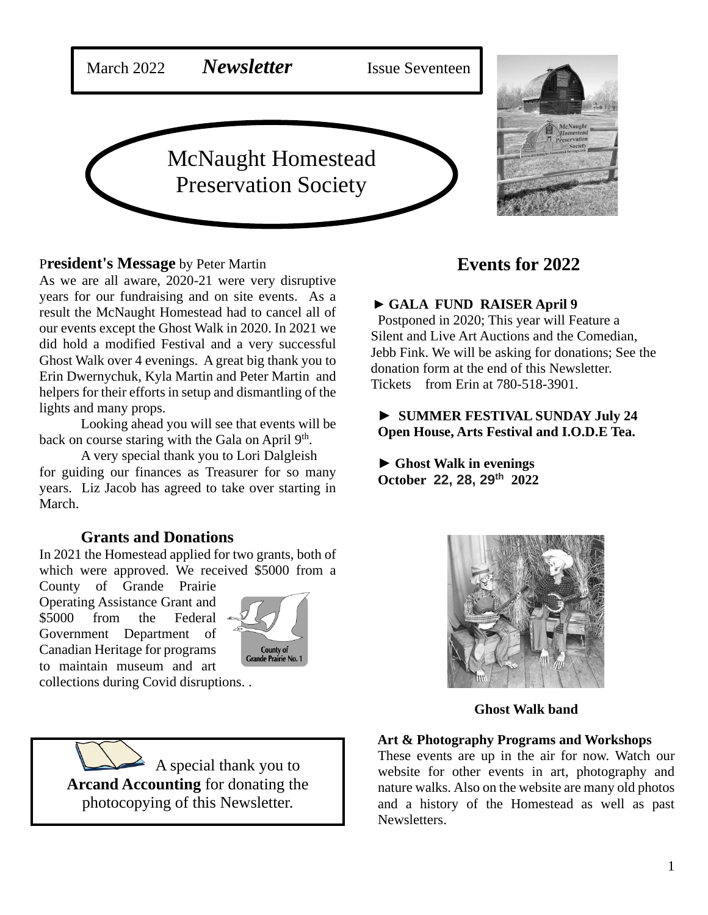March 2022 ***Newsletter*** Issue Seventeen

# McNaught Homestead Preservation Society

## President's Message by Peter Martin

As we are all aware, 2020-21 were very disruptive years for our fundraising and on site events. As a result the McNaught Homestead had to cancel all of our events except the Ghost Walk in 2020. In 2021 we did hold a modified Festival and a very successful Ghost Walk over 4 evenings. A great big thank you to Erin Dwernychuk, Kyla Martin and Peter Martin and helpers for their efforts in setup and dismantling of the lights and many props.

Looking ahead you will see that events will be back on course staring with the Gala on April 9th.

A very special thank you to Lori Dalgleish for guiding our finances as Treasurer for so many years. Liz Jacob has agreed to take over starting in March.

## Grants and Donations

In 2021 the Homestead applied for two grants, both of which were approved. We received $5000 from a County of Grande Prairie Operating Assistance Grant and $5000 from the Federal Government Department of Canadian Heritage for programs to maintain museum and art collections during Covid disruptions. .

A special thank you to **Arcand Accounting** for donating the photocopying of this Newsletter.

## Events for 2022

**► GALA FUND RAISER April 9**
Postponed in 2020; This year will Feature a Silent and Live Art Auctions and the Comedian, Jebb Fink. We will be asking for donations; See the donation form at the end of this Newsletter. Tickets from Erin at 780-518-3901.

**► SUMMER FESTIVAL SUNDAY July 24**
**Open House, Arts Festival and I.O.D.E Tea.**

**► Ghost Walk in evenings**
**October 22, 28, 29th 2022**

**Ghost Walk band**

**Art & Photography Programs and Workshops**
These events are up in the air for now. Watch our website for other events in art, photography and nature walks. Also on the website are many old photos and a history of the Homestead as well as past Newsletters.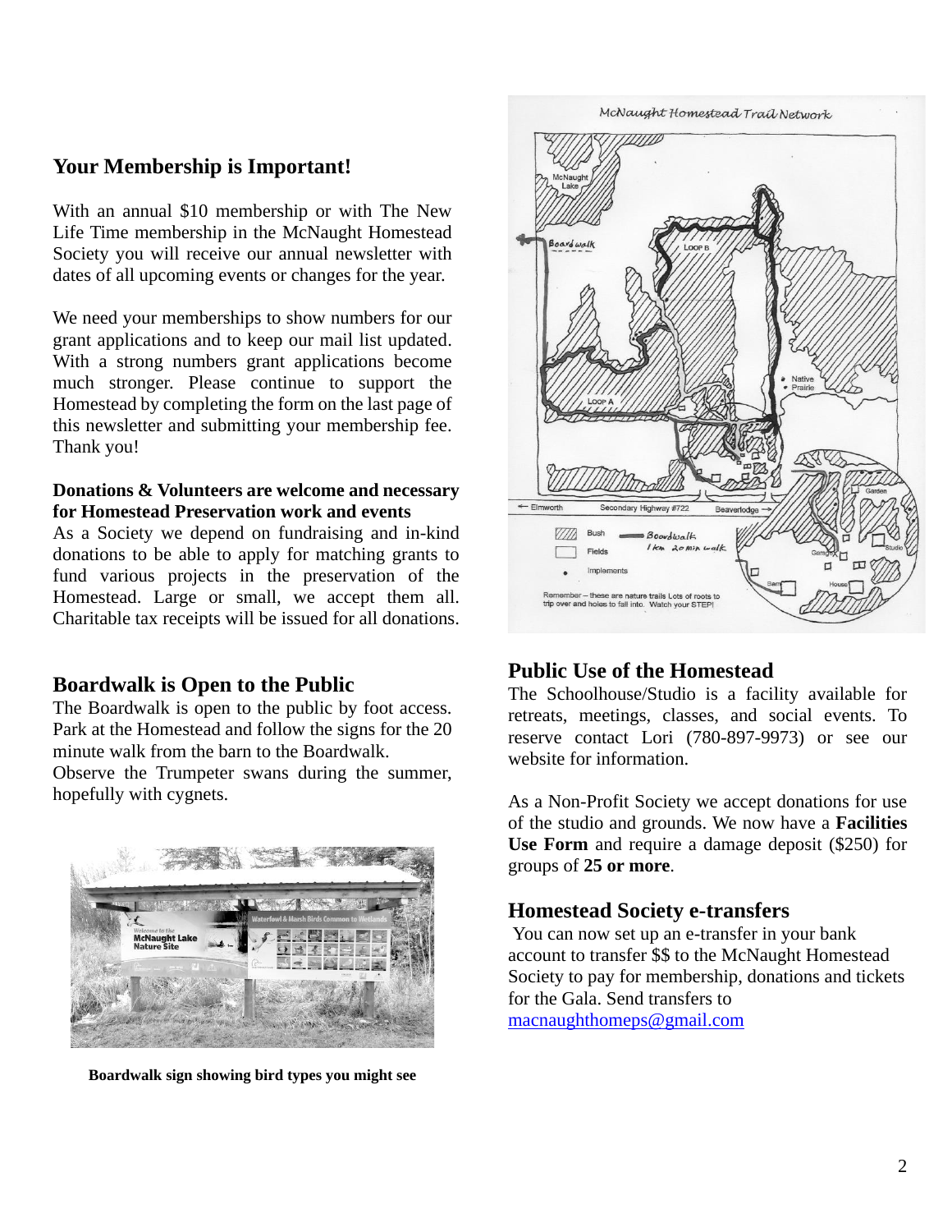## Your Membership is Important!

With an annual $10 membership or with The New Life Time membership in the McNaught Homestead Society you will receive our annual newsletter with dates of all upcoming events or changes for the year.

We need your memberships to show numbers for our grant applications and to keep our mail list updated. With a strong numbers grant applications become much stronger. Please continue to support the Homestead by completing the form on the last page of this newsletter and submitting your membership fee. Thank you!

**Donations & Volunteers are welcome and necessary for Homestead Preservation work and events**

As a Society we depend on fundraising and in-kind donations to be able to apply for matching grants to fund various projects in the preservation of the Homestead. Large or small, we accept them all. Charitable tax receipts will be issued for all donations.

## Boardwalk is Open to the Public

The Boardwalk is open to the public by foot access. Park at the Homestead and follow the signs for the 20 minute walk from the barn to the Boardwalk.

Observe the Trumpeter swans during the summer, hopefully with cygnets.

**Boardwalk sign showing bird types you might see**

## Public Use of the Homestead

The Schoolhouse/Studio is a facility available for retreats, meetings, classes, and social events. To reserve contact Lori (780-897-9973) or see our website for information.

As a Non-Profit Society we accept donations for use of the studio and grounds. We now have a **Facilities Use Form** and require a damage deposit ($250) for groups of **25 or more**.

## Homestead Society e-transfers

You can now set up an e-transfer in your bank account to transfer $$ to the McNaught Homestead Society to pay for membership, donations and tickets for the Gala. Send transfers to macnaughthomeps@gmail.com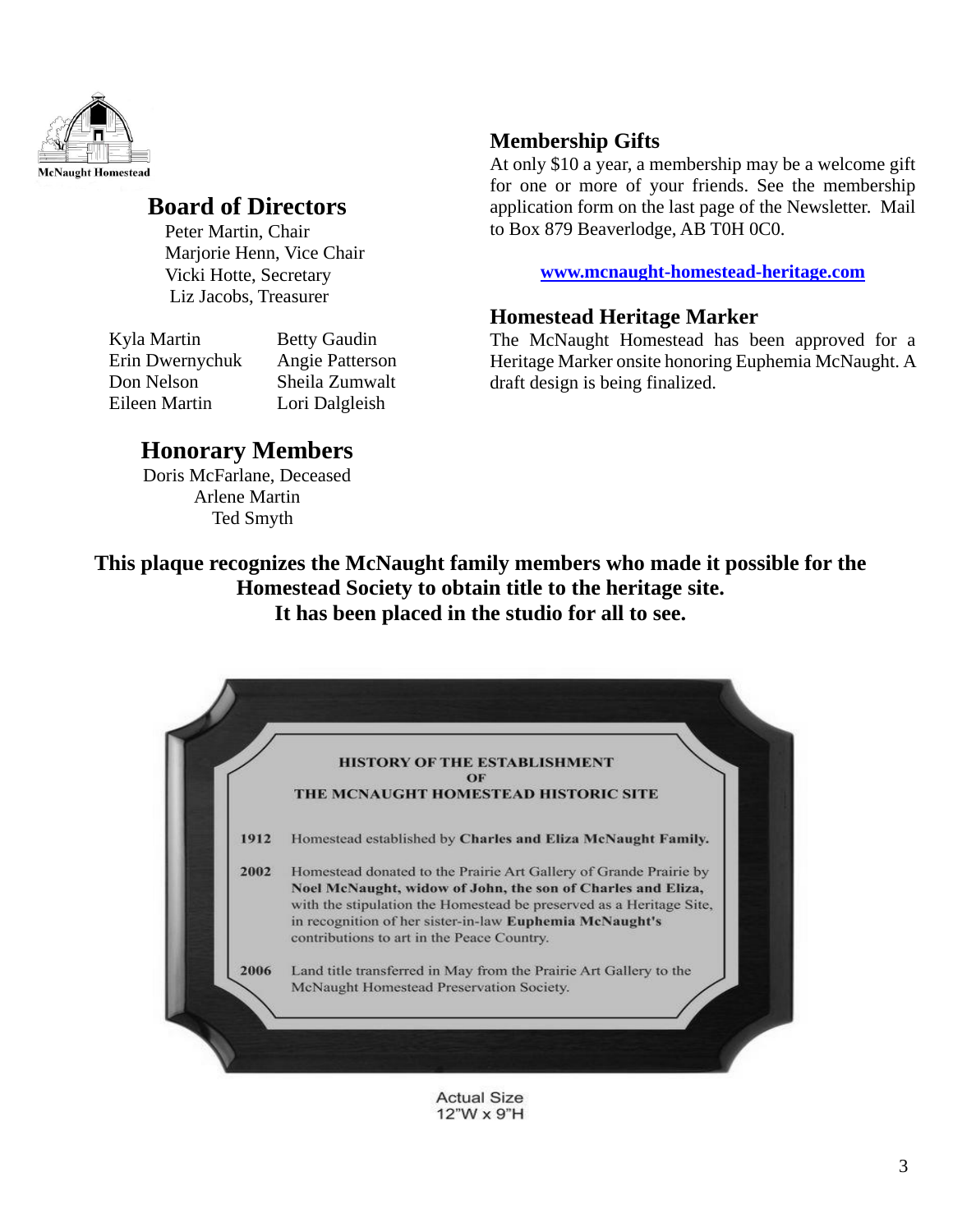McNaught Homestead

## Board of Directors

Peter Martin, Chair
Marjorie Henn, Vice Chair
Vicki Hotte, Secretary
Liz Jacobs, Treasurer

| | |
|---|---|
| Kyla Martin | Betty Gaudin |
| Erin Dwernychuk | Angie Patterson |
| Don Nelson | Sheila Zumwalt |
| Eileen Martin | Lori Dalgleish |

## Honorary Members

Doris McFarlane, Deceased
Arlene Martin
Ted Smyth

## Membership Gifts

At only $10 a year, a membership may be a welcome gift for one or more of your friends. See the membership application form on the last page of the Newsletter. Mail to Box 879 Beaverlodge, AB T0H 0C0.

**www.mcnaught-homestead-heritage.com**

## Homestead Heritage Marker

The McNaught Homestead has been approved for a Heritage Marker onsite honoring Euphemia McNaught. A draft design is being finalized.

**This plaque recognizes the McNaught family members who made it possible for the Homestead Society to obtain title to the heritage site. It has been placed in the studio for all to see.**

**HISTORY OF THE ESTABLISHMENT OF THE MCNAUGHT HOMESTEAD HISTORIC SITE**

**1912** Homestead established by **Charles and Eliza McNaught Family.**

**2002** Homestead donated to the Prairie Art Gallery of Grande Prairie by **Noel McNaught, widow of John, the son of Charles and Eliza,** with the stipulation the Homestead be preserved as a Heritage Site, in recognition of her sister-in-law **Euphemia McNaught's** contributions to art in the Peace Country.

**2006** Land title transferred in May from the Prairie Art Gallery to the McNaught Homestead Preservation Society.

Actual Size
12"W x 9"H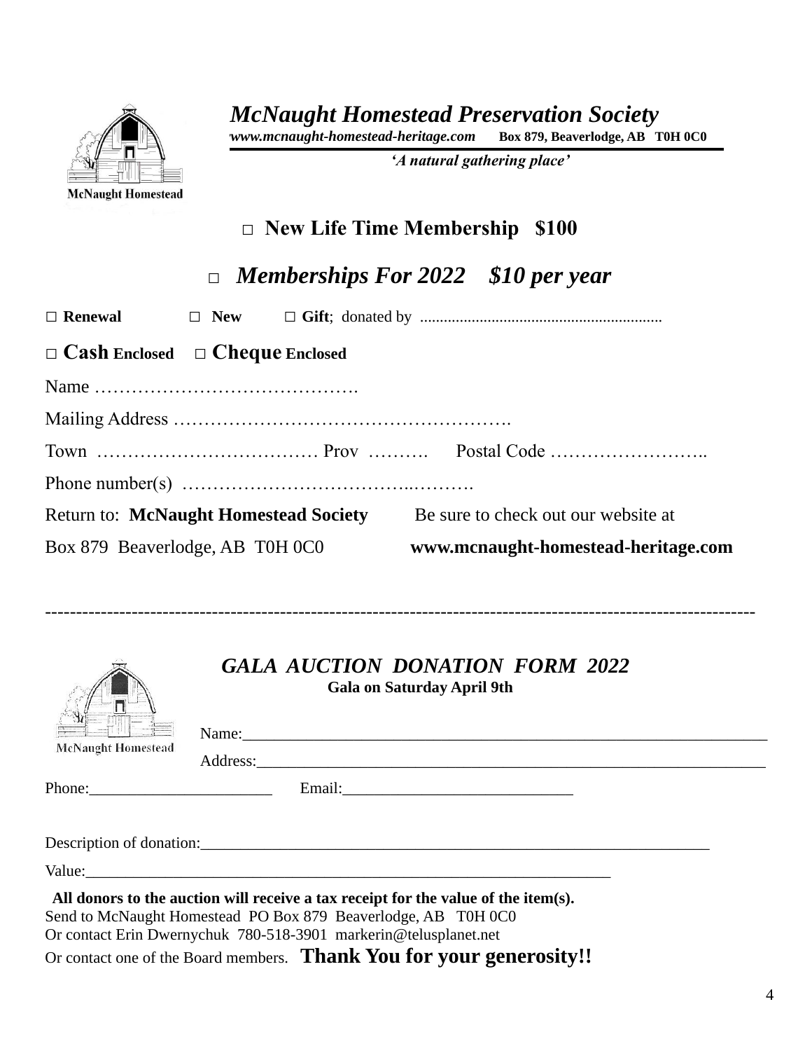McNaught Homestead

# *McNaught Homestead Preservation Society*

***www.mcnaught-heritage.com*** **Box 879, Beaverlodge, AB T0H 0C0**

***'A natural gathering place'***

## □ New Life Time Membership $100

## □ *Memberships For 2022 $10 per year*

□ **Renewal** □ **New** □ **Gift**; donated by ............................................................

□ **Cash Enclosed** □ **Cheque Enclosed**

Name …………………………………….

Mailing Address ……………………………………………….

Town ……………………………… Prov ………. Postal Code ……………………..

Phone number(s) ……………………………..……….

Return to: **McNaught Homestead Society** Be sure to check out our website at

Box 879 Beaverlodge, AB T0H 0C0 **www.mcnaught-homestead-heritage.com**

---

McNaught Homestead

## *GALA AUCTION DONATION FORM 2022*

**Gala on Saturday April 9th**

Name:_______________________________________________________________________

Address:_____________________________________________________________________

Phone:________________________ Email:_____________________________

Description of donation:_____________________________________________________________________

Value:_____________________________________________________________________

**All donors to the auction will receive a tax receipt for the value of the item(s).**

Send to McNaught Homestead PO Box 879 Beaverlodge, AB T0H 0C0

Or contact Erin Dwernychuk 780-518-3901 markerin@telusplanet.net

Or contact one of the Board members. **Thank You for your generosity!!**